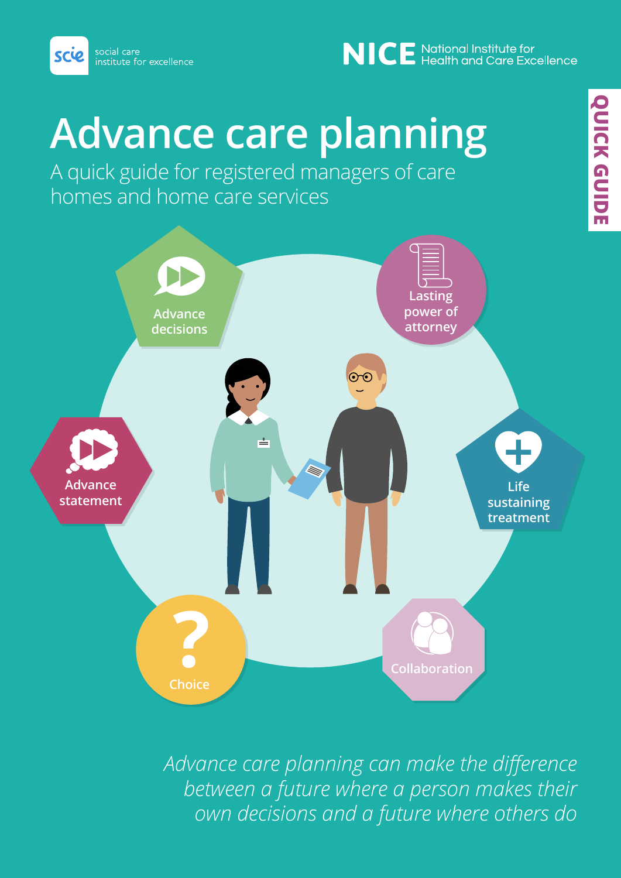social care institute for excellence

NICE National Institute for Health and Care Excellence

QUICK GUIDE

# Advance care planning

A quick guide for registered managers of care homes and home care services

Advance decisions

Lasting power of attorney

Advance statement

Life sustaining treatment

Choice

Collaboration

*Advance care planning can make the difference between a future where a person makes their own decisions and a future where others do*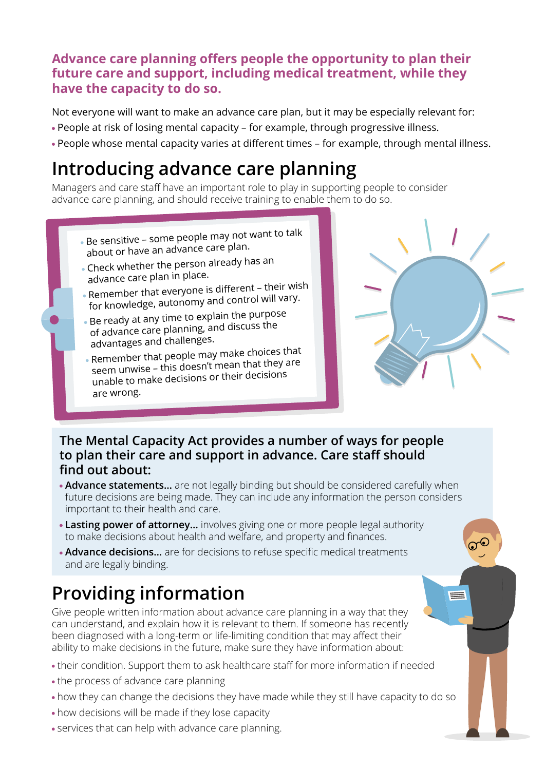**Advance care planning offers people the opportunity to plan their future care and support, including medical treatment, while they have the capacity to do so.**

Not everyone will want to make an advance care plan, but it may be especially relevant for:

- People at risk of losing mental capacity – for example, through progressive illness.
- People whose mental capacity varies at different times – for example, through mental illness.

# Introducing advance care planning

Managers and care staff have an important role to play in supporting people to consider advance care planning, and should receive training to enable them to do so.

- Be sensitive – some people may not want to talk about or have an advance care plan.
- Check whether the person already has an advance care plan in place.
- Remember that everyone is different – their wish for knowledge, autonomy and control will vary.
- Be ready at any time to explain the purpose of advance care planning, and discuss the advantages and challenges.
- Remember that people may make choices that seem unwise – this doesn't mean that they are unable to make decisions or their decisions are wrong.

## The Mental Capacity Act provides a number of ways for people to plan their care and support in advance. Care staff should find out about:

- **Advance statements...** are not legally binding but should be considered carefully when future decisions are being made. They can include any information the person considers important to their health and care.
- **Lasting power of attorney...** involves giving one or more people legal authority to make decisions about health and welfare, and property and finances.
- **Advance decisions...** are for decisions to refuse specific medical treatments and are legally binding.

# Providing information

Give people written information about advance care planning in a way that they can understand, and explain how it is relevant to them. If someone has recently been diagnosed with a long-term or life-limiting condition that may affect their ability to make decisions in the future, make sure they have information about:

- their condition. Support them to ask healthcare staff for more information if needed
- the process of advance care planning
- how they can change the decisions they have made while they still have capacity to do so
- how decisions will be made if they lose capacity
- services that can help with advance care planning.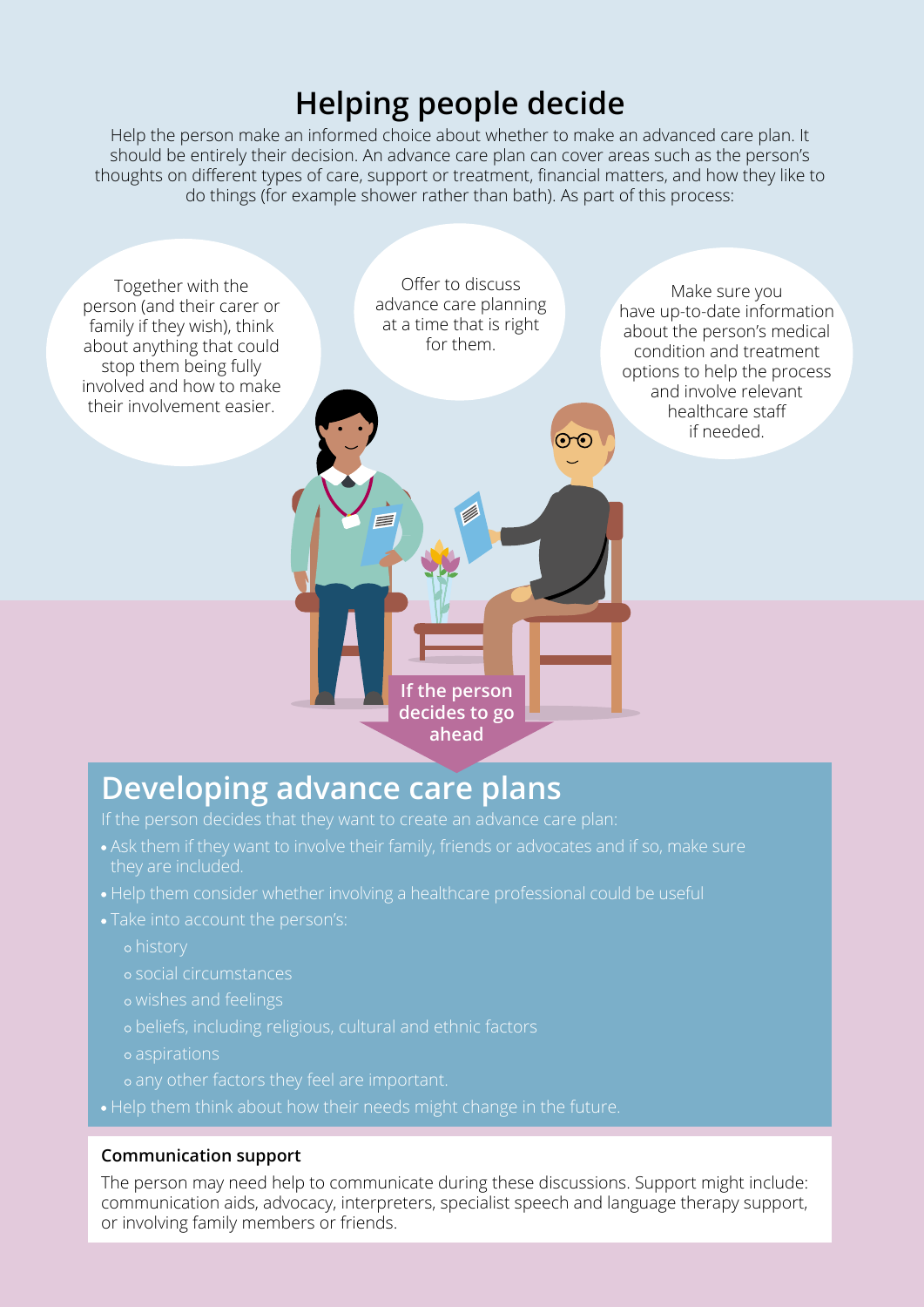# Helping people decide

Help the person make an informed choice about whether to make an advanced care plan. It should be entirely their decision. An advance care plan can cover areas such as the person's thoughts on different types of care, support or treatment, financial matters, and how they like to do things (for example shower rather than bath). As part of this process:

Together with the person (and their carer or family if they wish), think about anything that could stop them being fully involved and how to make their involvement easier.

Offer to discuss advance care planning at a time that is right for them.

Make sure you have up-to-date information about the person's medical condition and treatment options to help the process and involve relevant healthcare staff if needed.

**If the person decides to go ahead**

# Developing advance care plans

If the person decides that they want to create an advance care plan:

- Ask them if they want to involve their family, friends or advocates and if so, make sure they are included.
- Help them consider whether involving a healthcare professional could be useful
- Take into account the person's:
  - history
  - social circumstances
  - wishes and feelings
  - beliefs, including religious, cultural and ethnic factors
  - aspirations
  - any other factors they feel are important.
- Help them think about how their needs might change in the future.

**Communication support**

The person may need help to communicate during these discussions. Support might include: communication aids, advocacy, interpreters, specialist speech and language therapy support, or involving family members or friends.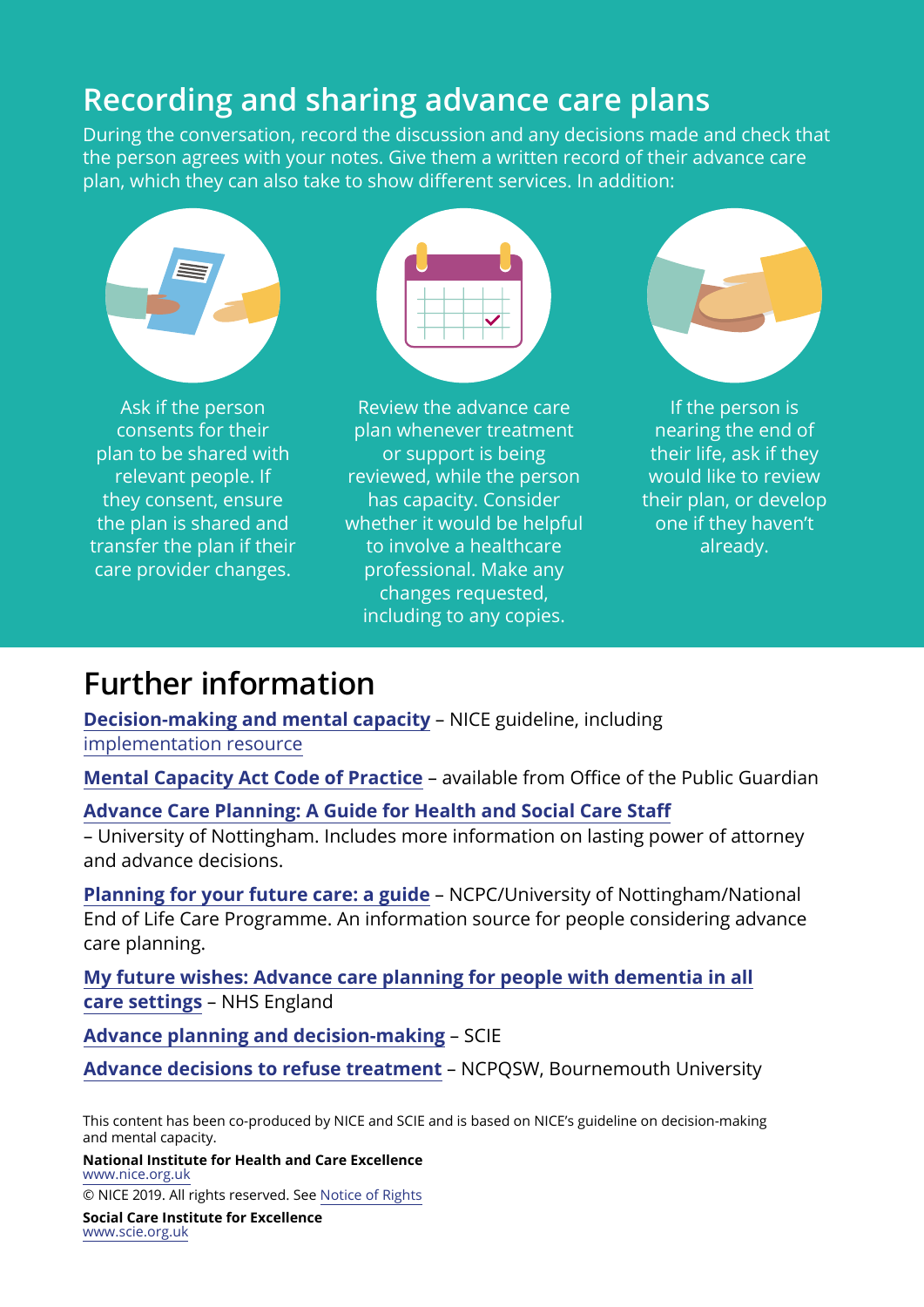## Recording and sharing advance care plans

During the conversation, record the discussion and any decisions made and check that the person agrees with your notes. Give them a written record of their advance care plan, which they can also take to show different services. In addition:

Ask if the person consents for their plan to be shared with relevant people. If they consent, ensure the plan is shared and transfer the plan if their care provider changes.

Review the advance care plan whenever treatment or support is being reviewed, while the person has capacity. Consider whether it would be helpful to involve a healthcare professional. Make any changes requested, including to any copies.

If the person is nearing the end of their life, ask if they would like to review their plan, or develop one if they haven't already.

## Further information

**Decision-making and mental capacity** – NICE guideline, including implementation resource

**Mental Capacity Act Code of Practice** – available from Office of the Public Guardian

**Advance Care Planning: A Guide for Health and Social Care Staff** – University of Nottingham. Includes more information on lasting power of attorney and advance decisions.

**Planning for your future care: a guide** – NCPC/University of Nottingham/National End of Life Care Programme. An information source for people considering advance care planning.

**My future wishes: Advance care planning for people with dementia in all care settings** – NHS England

**Advance planning and decision-making** – SCIE

**Advance decisions to refuse treatment** – NCPQSW, Bournemouth University

This content has been co-produced by NICE and SCIE and is based on NICE's guideline on decision-making and mental capacity.

**National Institute for Health and Care Excellence**
www.nice.org.uk

© NICE 2019. All rights reserved. See Notice of Rights

**Social Care Institute for Excellence**
www.scie.org.uk